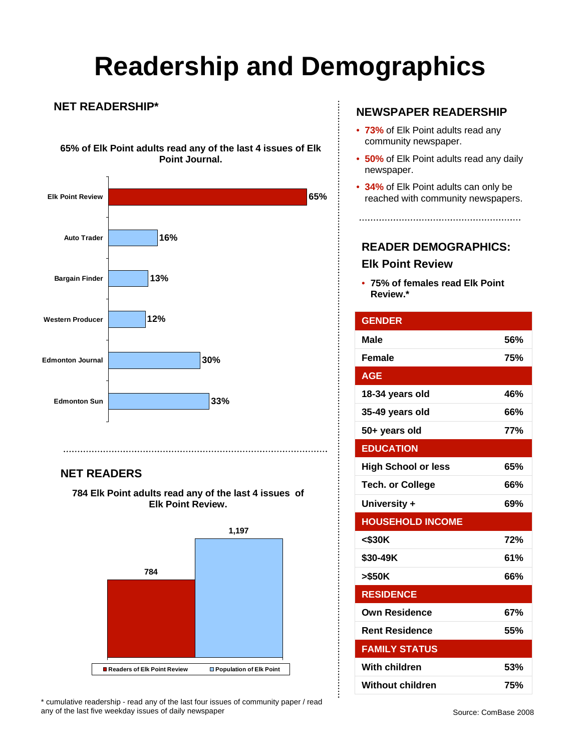# Readership and Demographics

## NET READERSHIP*

**65% of Elk Point adults read any of the last 4 issues of Elk Point Journal.**

| Newspaper | Readership |
|---|---|
| Elk Point Review | 65% |
| Auto Trader | 16% |
| Bargain Finder | 13% |
| Western Producer | 12% |
| Edmonton Journal | 30% |
| Edmonton Sun | 33% |

## NET READERS

**784 Elk Point adults read any of the last 4 issues of Elk Point Review.**

| | Count |
|---|---|
| Readers of Elk Point Review | 784 |
| Population of Elk Point | 1,197 |

\* cumulative readership - read any of the last four issues of community paper / read any of the last five weekday issues of daily newspaper

## NEWSPAPER READERSHIP

- **73%** of Elk Point adults read any community newspaper.
- **50%** of Elk Point adults read any daily newspaper.
- **34%** of Elk Point adults can only be reached with community newspapers.

## READER DEMOGRAPHICS: Elk Point Review

- **75% of females read Elk Point Review.***

| GENDER | |
|---|---|
| Male | 56% |
| Female | 75% |
| **AGE** | |
| 18-34 years old | 46% |
| 35-49 years old | 66% |
| 50+ years old | 77% |
| **EDUCATION** | |
| High School or less | 65% |
| Tech. or College | 66% |
| University + | 69% |
| **HOUSEHOLD INCOME** | |
| <$30K | 72% |
| $30-49K | 61% |
| >$50K | 66% |
| **RESIDENCE** | |
| Own Residence | 67% |
| Rent Residence | 55% |
| **FAMILY STATUS** | |
| With children | 53% |
| Without children | 75% |

Source: ComBase 2008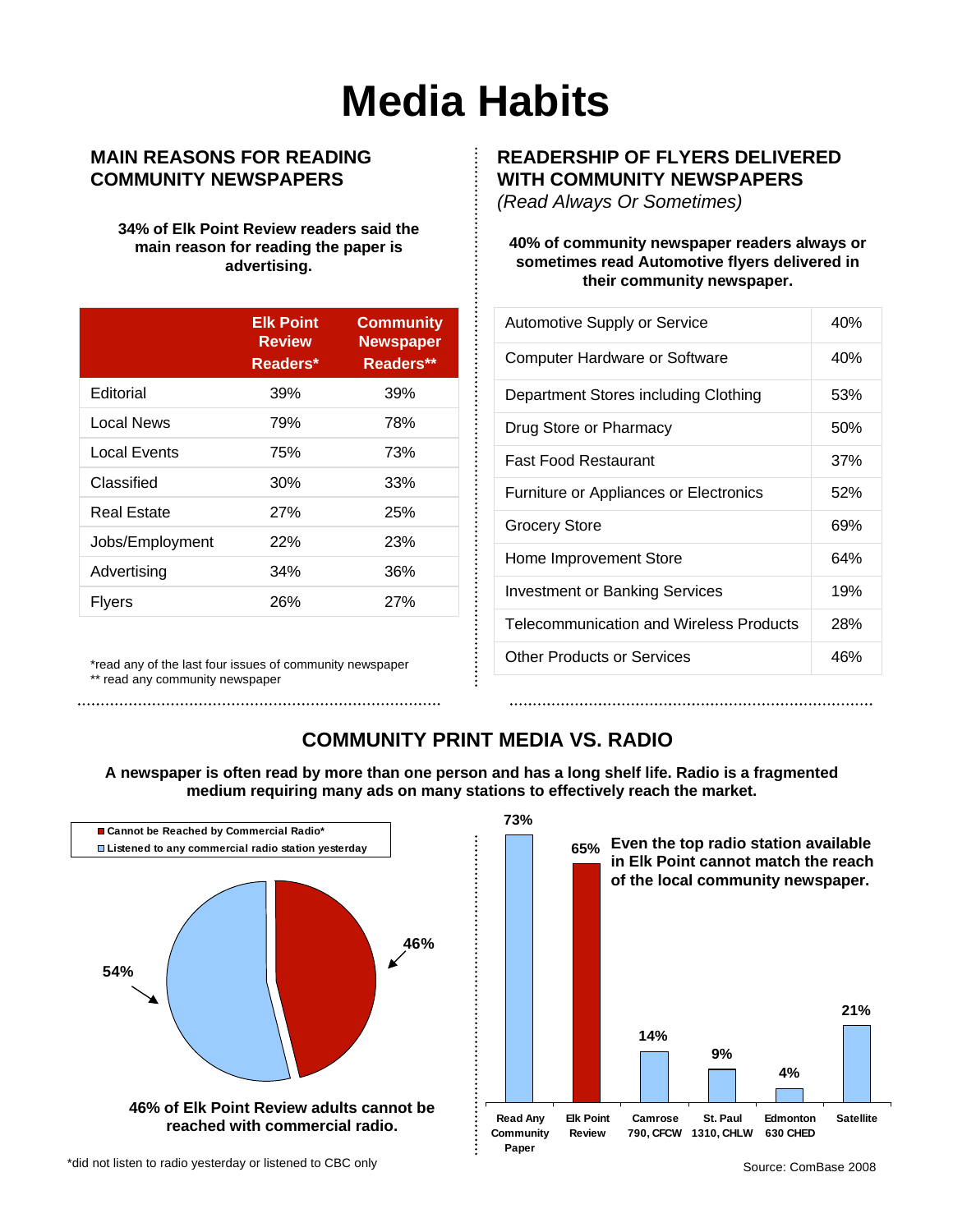# Media Habits

## MAIN REASONS FOR READING COMMUNITY NEWSPAPERS

**34% of Elk Point Review readers said the main reason for reading the paper is advertising.**

| | Elk Point Review Readers* | Community Newspaper Readers** |
|---|---|---|
| Editorial | 39% | 39% |
| Local News | 79% | 78% |
| Local Events | 75% | 73% |
| Classified | 30% | 33% |
| Real Estate | 27% | 25% |
| Jobs/Employment | 22% | 23% |
| Advertising | 34% | 36% |
| Flyers | 26% | 27% |

*read any of the last four issues of community newspaper
** read any community newspaper

## READERSHIP OF FLYERS DELIVERED WITH COMMUNITY NEWSPAPERS

*(Read Always Or Sometimes)*

**40% of community newspaper readers always or sometimes read Automotive flyers delivered in their community newspaper.**

| | |
|---|---|
| Automotive Supply or Service | 40% |
| Computer Hardware or Software | 40% |
| Department Stores including Clothing | 53% |
| Drug Store or Pharmacy | 50% |
| Fast Food Restaurant | 37% |
| Furniture or Appliances or Electronics | 52% |
| Grocery Store | 69% |
| Home Improvement Store | 64% |
| Investment or Banking Services | 19% |
| Telecommunication and Wireless Products | 28% |
| Other Products or Services | 46% |

## COMMUNITY PRINT MEDIA VS. RADIO

**A newspaper is often read by more than one person and has a long shelf life. Radio is a fragmented medium requiring many ads on many stations to effectively reach the market.**

Cannot be Reached by Commercial Radio*

Listened to any commercial radio station yesterday

54%

46%

**46% of Elk Point Review adults cannot be reached with commercial radio.**

*did not listen to radio yesterday or listened to CBC only

**Even the top radio station available in Elk Point cannot match the reach of the local community newspaper.**

73%
Read Any Community Paper

65%
Elk Point Review

14%
Camrose 790, CFCW

9%
St. Paul 1310, CHLW

4%
Edmonton 630 CHED

21%
Satellite

Source: ComBase 2008